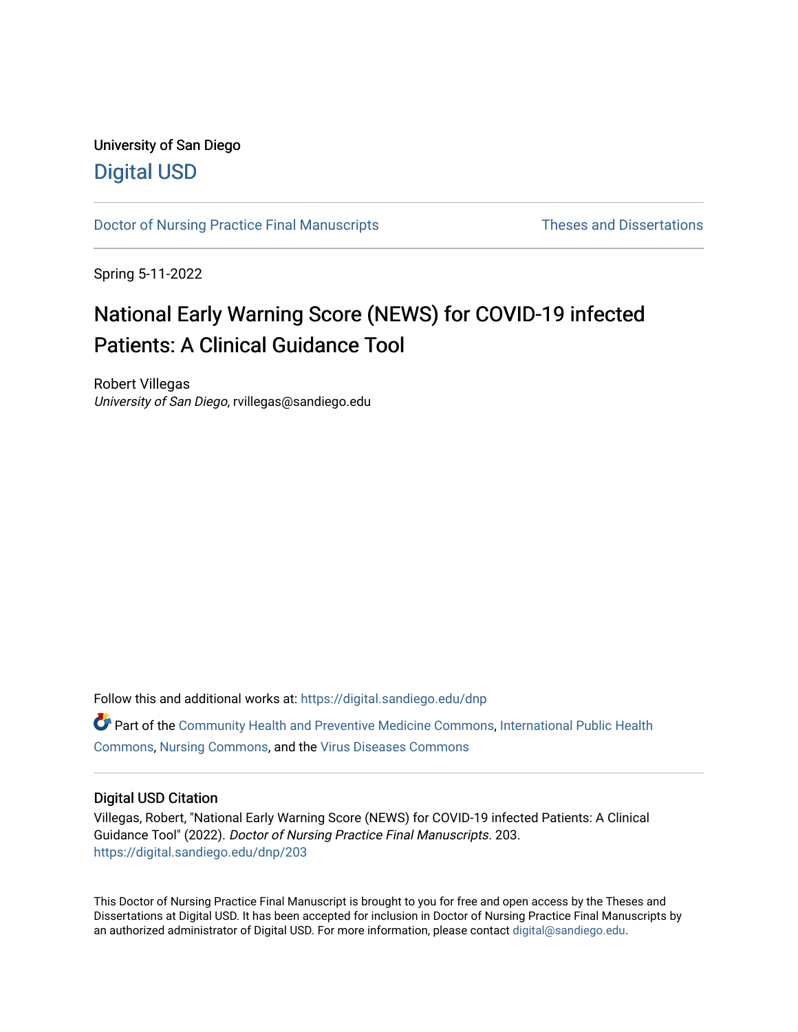University of San Diego

Digital USD

Doctor of Nursing Practice Final Manuscripts

Theses and Dissertations

Spring 5-11-2022

# National Early Warning Score (NEWS) for COVID-19 infected Patients: A Clinical Guidance Tool

Robert Villegas

*University of San Diego*, rvillegas@sandiego.edu

Follow this and additional works at: https://digital.sandiego.edu/dnp

Part of the Community Health and Preventive Medicine Commons, International Public Health Commons, Nursing Commons, and the Virus Diseases Commons

## Digital USD Citation

Villegas, Robert, "National Early Warning Score (NEWS) for COVID-19 infected Patients: A Clinical Guidance Tool" (2022). *Doctor of Nursing Practice Final Manuscripts*. 203.
https://digital.sandiego.edu/dnp/203

This Doctor of Nursing Practice Final Manuscript is brought to you for free and open access by the Theses and Dissertations at Digital USD. It has been accepted for inclusion in Doctor of Nursing Practice Final Manuscripts by an authorized administrator of Digital USD. For more information, please contact digital@sandiego.edu.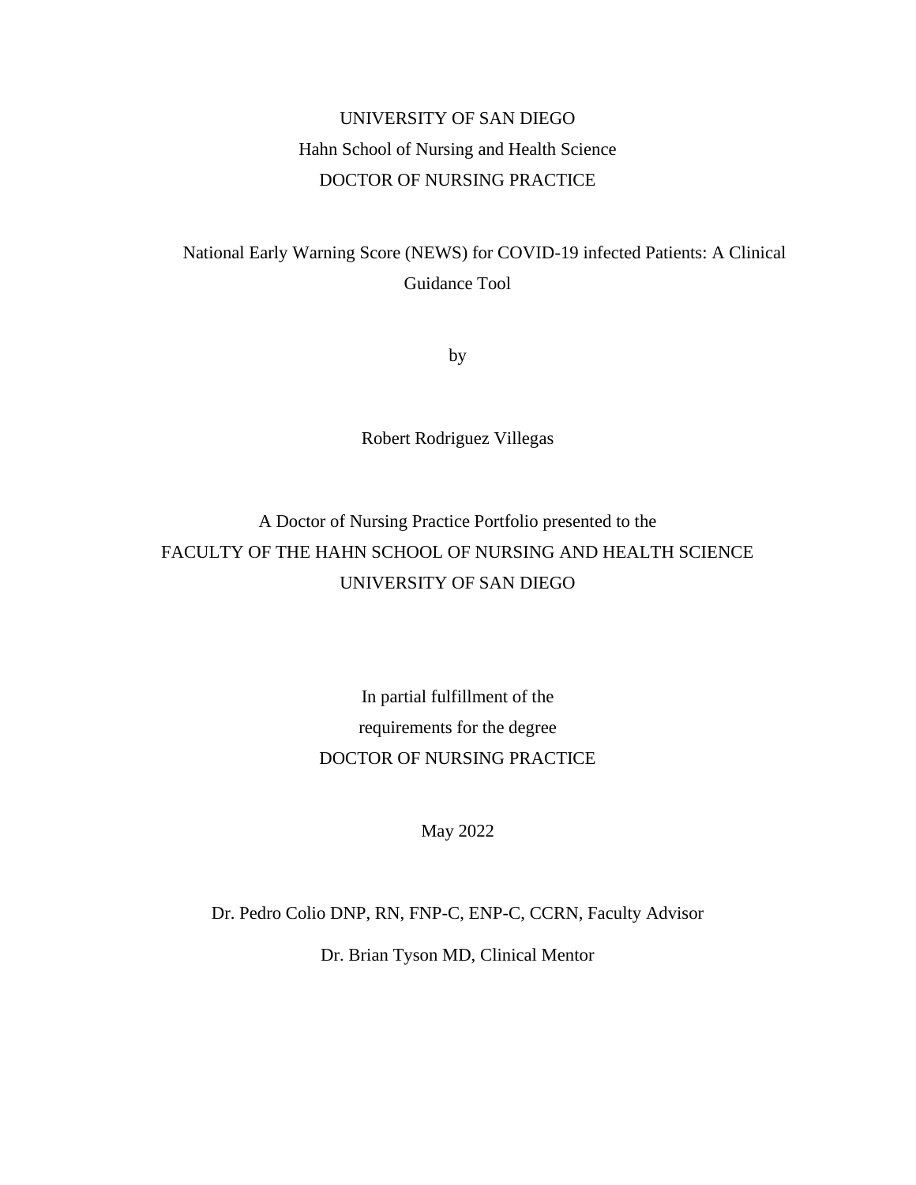UNIVERSITY OF SAN DIEGO

Hahn School of Nursing and Health Science

DOCTOR OF NURSING PRACTICE

National Early Warning Score (NEWS) for COVID-19 infected Patients: A Clinical Guidance Tool

by

Robert Rodriguez Villegas

A Doctor of Nursing Practice Portfolio presented to the

FACULTY OF THE HAHN SCHOOL OF NURSING AND HEALTH SCIENCE

UNIVERSITY OF SAN DIEGO

In partial fulfillment of the

requirements for the degree

DOCTOR OF NURSING PRACTICE

May 2022

Dr. Pedro Colio DNP, RN, FNP-C, ENP-C, CCRN, Faculty Advisor

Dr. Brian Tyson MD, Clinical Mentor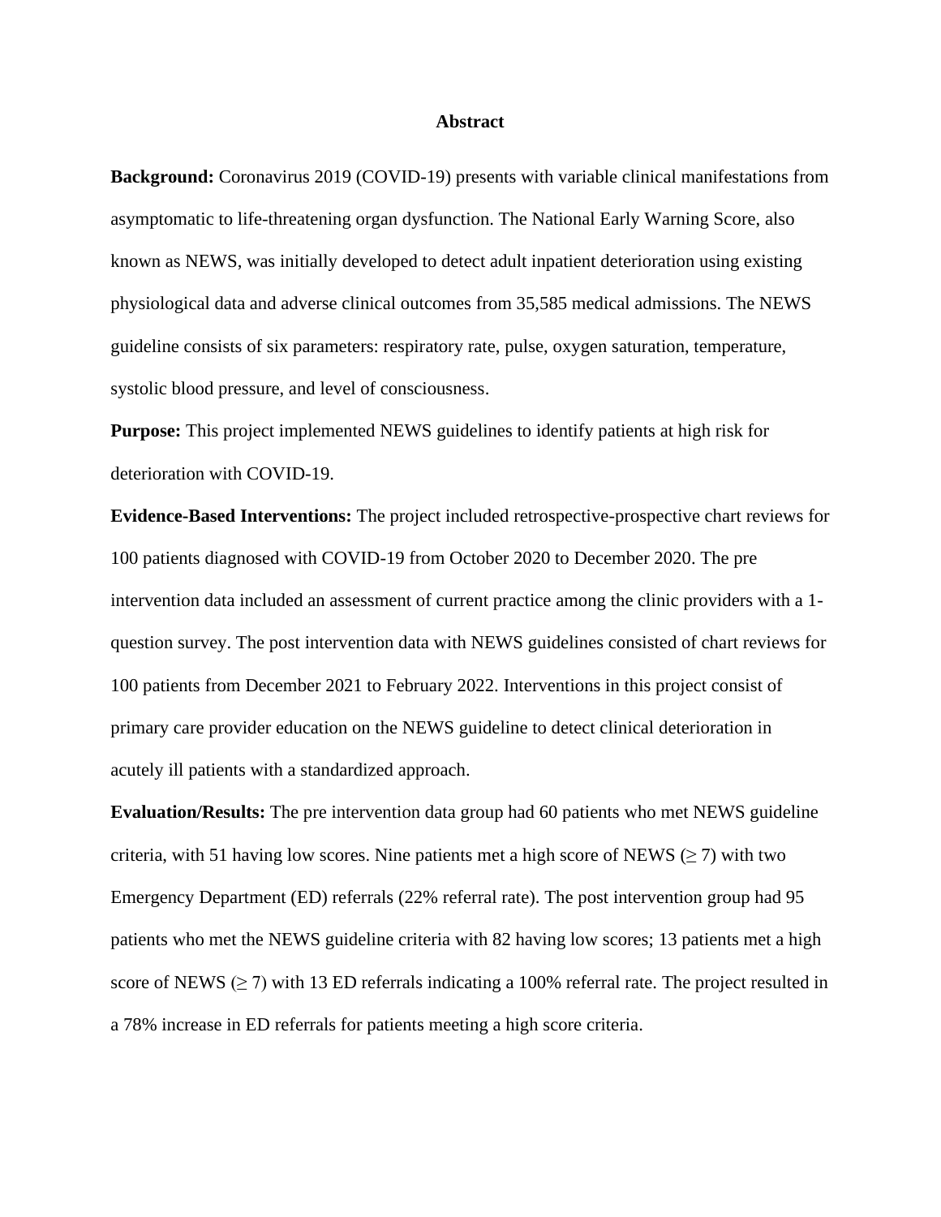# Abstract

**Background:** Coronavirus 2019 (COVID-19) presents with variable clinical manifestations from asymptomatic to life-threatening organ dysfunction. The National Early Warning Score, also known as NEWS, was initially developed to detect adult inpatient deterioration using existing physiological data and adverse clinical outcomes from 35,585 medical admissions. The NEWS guideline consists of six parameters: respiratory rate, pulse, oxygen saturation, temperature, systolic blood pressure, and level of consciousness.

**Purpose:** This project implemented NEWS guidelines to identify patients at high risk for deterioration with COVID-19.

**Evidence-Based Interventions:** The project included retrospective-prospective chart reviews for 100 patients diagnosed with COVID-19 from October 2020 to December 2020. The pre intervention data included an assessment of current practice among the clinic providers with a 1-question survey. The post intervention data with NEWS guidelines consisted of chart reviews for 100 patients from December 2021 to February 2022. Interventions in this project consist of primary care provider education on the NEWS guideline to detect clinical deterioration in acutely ill patients with a standardized approach.

**Evaluation/Results:** The pre intervention data group had 60 patients who met NEWS guideline criteria, with 51 having low scores. Nine patients met a high score of NEWS ($\geq 7$) with two Emergency Department (ED) referrals (22% referral rate). The post intervention group had 95 patients who met the NEWS guideline criteria with 82 having low scores; 13 patients met a high score of NEWS ($\geq 7$) with 13 ED referrals indicating a 100% referral rate. The project resulted in a 78% increase in ED referrals for patients meeting a high score criteria.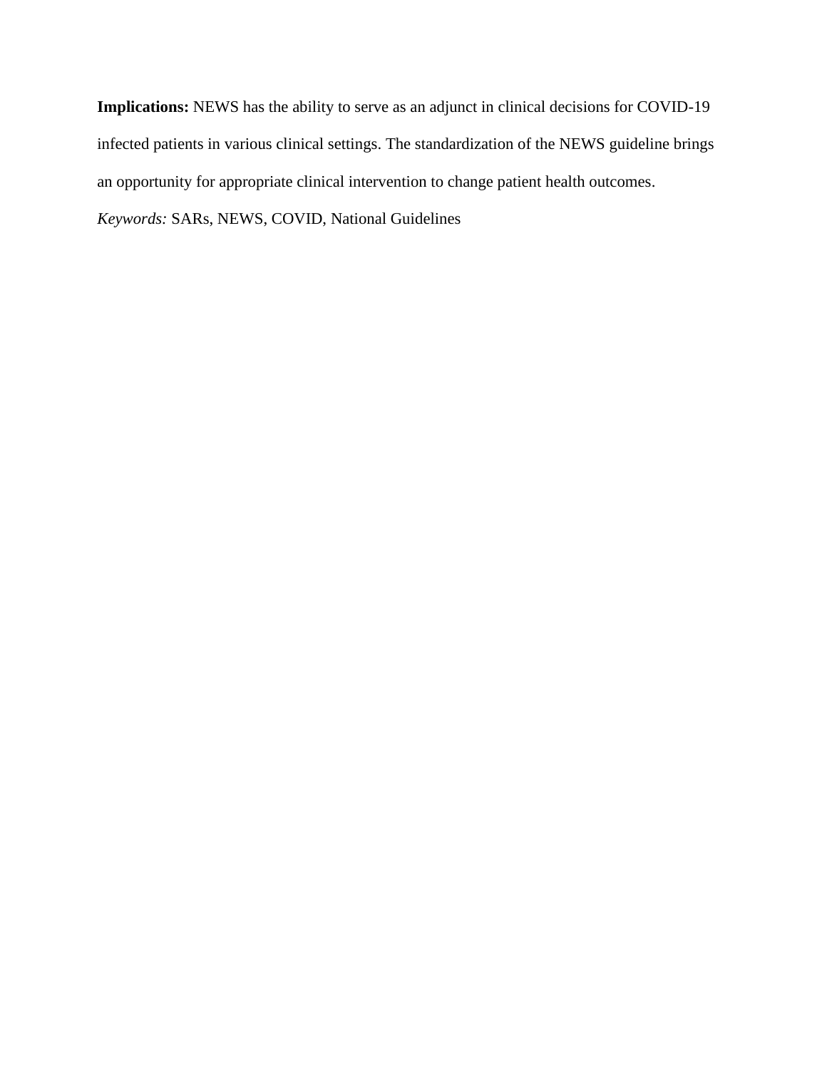**Implications:** NEWS has the ability to serve as an adjunct in clinical decisions for COVID-19 infected patients in various clinical settings. The standardization of the NEWS guideline brings an opportunity for appropriate clinical intervention to change patient health outcomes.

*Keywords:* SARs, NEWS, COVID, National Guidelines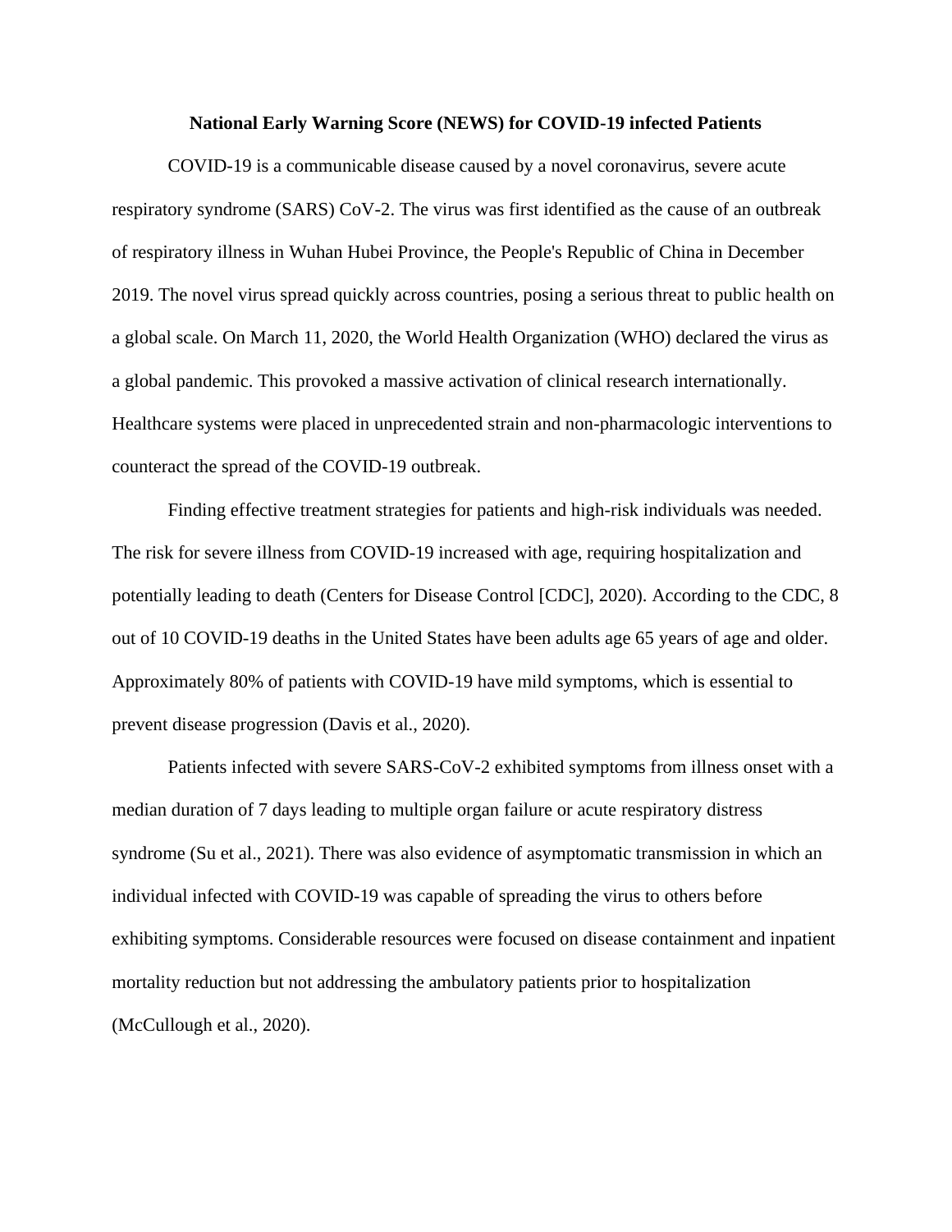**National Early Warning Score (NEWS) for COVID-19 infected Patients**

COVID-19 is a communicable disease caused by a novel coronavirus, severe acute respiratory syndrome (SARS) CoV-2. The virus was first identified as the cause of an outbreak of respiratory illness in Wuhan Hubei Province, the People's Republic of China in December 2019. The novel virus spread quickly across countries, posing a serious threat to public health on a global scale. On March 11, 2020, the World Health Organization (WHO) declared the virus as a global pandemic. This provoked a massive activation of clinical research internationally. Healthcare systems were placed in unprecedented strain and non-pharmacologic interventions to counteract the spread of the COVID-19 outbreak.

Finding effective treatment strategies for patients and high-risk individuals was needed. The risk for severe illness from COVID-19 increased with age, requiring hospitalization and potentially leading to death (Centers for Disease Control [CDC], 2020). According to the CDC, 8 out of 10 COVID-19 deaths in the United States have been adults age 65 years of age and older. Approximately 80% of patients with COVID-19 have mild symptoms, which is essential to prevent disease progression (Davis et al., 2020).

Patients infected with severe SARS-CoV-2 exhibited symptoms from illness onset with a median duration of 7 days leading to multiple organ failure or acute respiratory distress syndrome (Su et al., 2021). There was also evidence of asymptomatic transmission in which an individual infected with COVID-19 was capable of spreading the virus to others before exhibiting symptoms. Considerable resources were focused on disease containment and inpatient mortality reduction but not addressing the ambulatory patients prior to hospitalization (McCullough et al., 2020).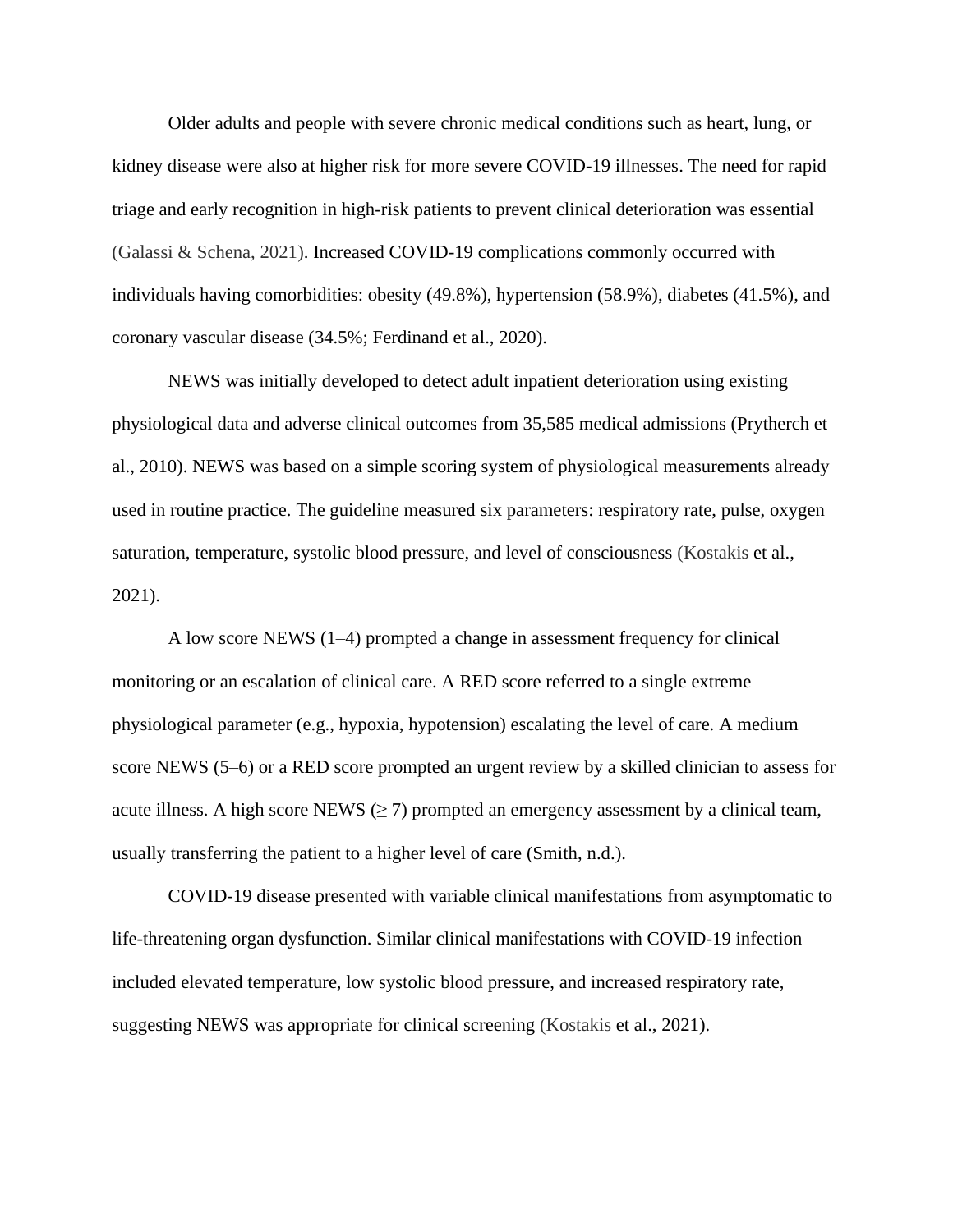Older adults and people with severe chronic medical conditions such as heart, lung, or kidney disease were also at higher risk for more severe COVID-19 illnesses. The need for rapid triage and early recognition in high-risk patients to prevent clinical deterioration was essential (Galassi & Schena, 2021). Increased COVID-19 complications commonly occurred with individuals having comorbidities: obesity (49.8%), hypertension (58.9%), diabetes (41.5%), and coronary vascular disease (34.5%; Ferdinand et al., 2020).

NEWS was initially developed to detect adult inpatient deterioration using existing physiological data and adverse clinical outcomes from 35,585 medical admissions (Prytherch et al., 2010). NEWS was based on a simple scoring system of physiological measurements already used in routine practice. The guideline measured six parameters: respiratory rate, pulse, oxygen saturation, temperature, systolic blood pressure, and level of consciousness (Kostakis et al., 2021).

A low score NEWS (1–4) prompted a change in assessment frequency for clinical monitoring or an escalation of clinical care. A RED score referred to a single extreme physiological parameter (e.g., hypoxia, hypotension) escalating the level of care. A medium score NEWS (5–6) or a RED score prompted an urgent review by a skilled clinician to assess for acute illness. A high score NEWS (≥ 7) prompted an emergency assessment by a clinical team, usually transferring the patient to a higher level of care (Smith, n.d.).

COVID-19 disease presented with variable clinical manifestations from asymptomatic to life-threatening organ dysfunction. Similar clinical manifestations with COVID-19 infection included elevated temperature, low systolic blood pressure, and increased respiratory rate, suggesting NEWS was appropriate for clinical screening (Kostakis et al., 2021).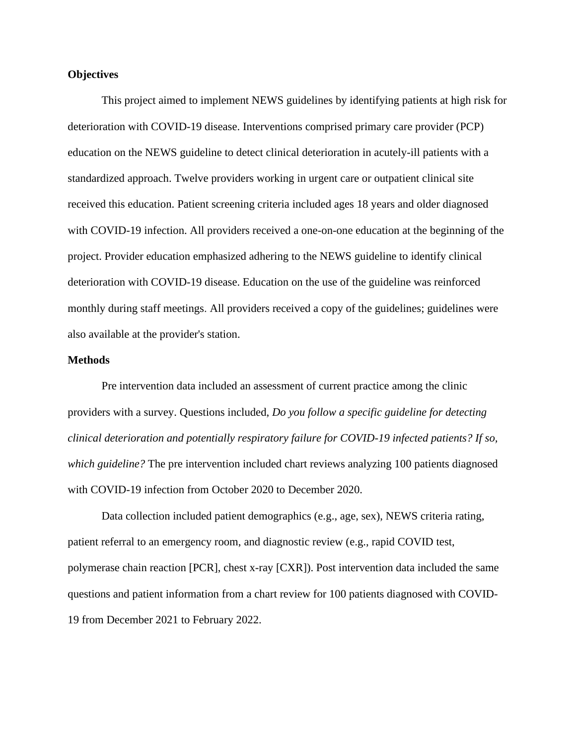## Objectives

This project aimed to implement NEWS guidelines by identifying patients at high risk for deterioration with COVID-19 disease. Interventions comprised primary care provider (PCP) education on the NEWS guideline to detect clinical deterioration in acutely-ill patients with a standardized approach. Twelve providers working in urgent care or outpatient clinical site received this education. Patient screening criteria included ages 18 years and older diagnosed with COVID-19 infection. All providers received a one-on-one education at the beginning of the project. Provider education emphasized adhering to the NEWS guideline to identify clinical deterioration with COVID-19 disease. Education on the use of the guideline was reinforced monthly during staff meetings. All providers received a copy of the guidelines; guidelines were also available at the provider's station.

## Methods

Pre intervention data included an assessment of current practice among the clinic providers with a survey. Questions included, *Do you follow a specific guideline for detecting clinical deterioration and potentially respiratory failure for COVID-19 infected patients? If so, which guideline?* The pre intervention included chart reviews analyzing 100 patients diagnosed with COVID-19 infection from October 2020 to December 2020.

Data collection included patient demographics (e.g., age, sex), NEWS criteria rating, patient referral to an emergency room, and diagnostic review (e.g., rapid COVID test, polymerase chain reaction [PCR], chest x-ray [CXR]). Post intervention data included the same questions and patient information from a chart review for 100 patients diagnosed with COVID-19 from December 2021 to February 2022.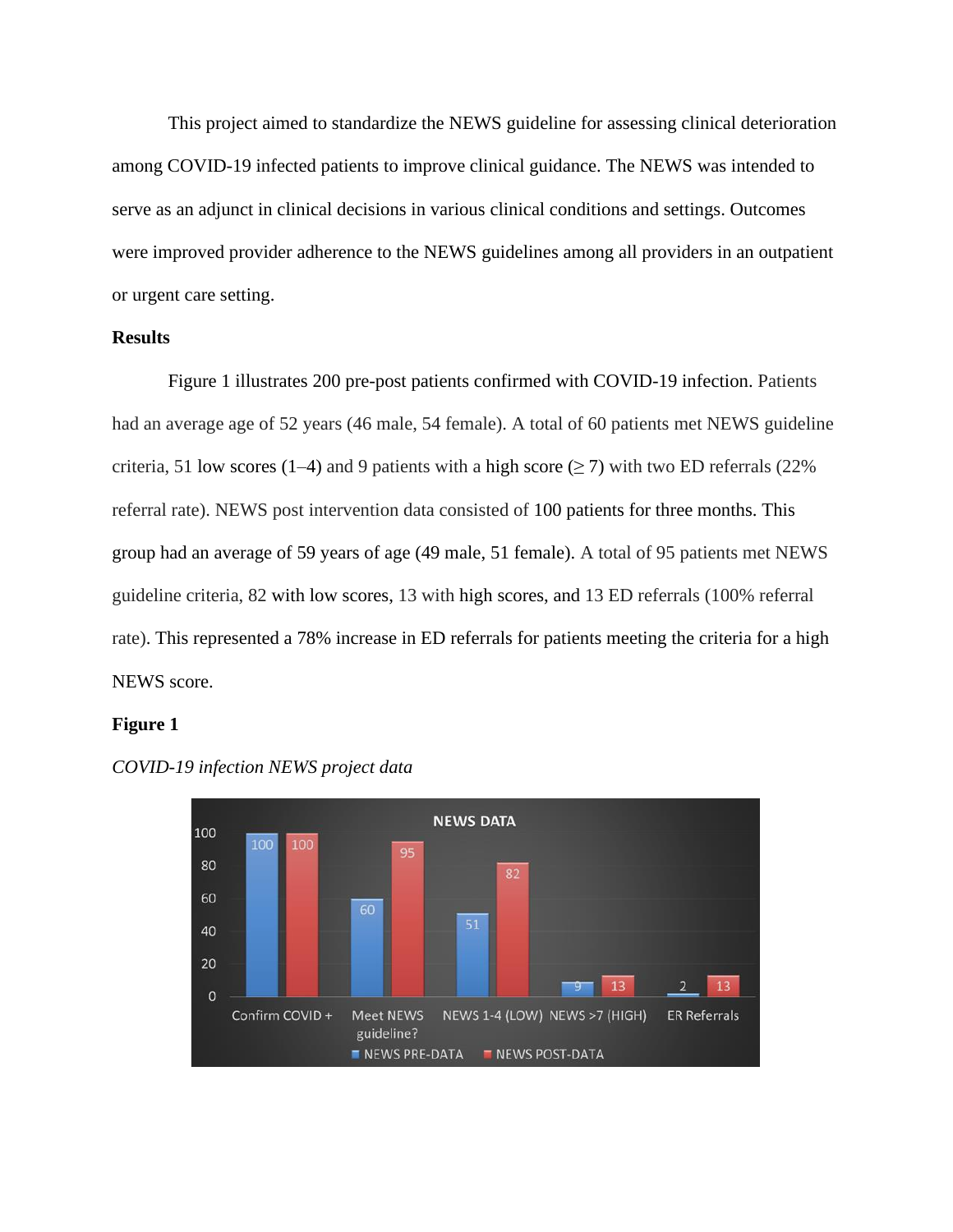This project aimed to standardize the NEWS guideline for assessing clinical deterioration among COVID-19 infected patients to improve clinical guidance. The NEWS was intended to serve as an adjunct in clinical decisions in various clinical conditions and settings. Outcomes were improved provider adherence to the NEWS guidelines among all providers in an outpatient or urgent care setting.

**Results**

Figure 1 illustrates 200 pre-post patients confirmed with COVID-19 infection. Patients had an average age of 52 years (46 male, 54 female). A total of 60 patients met NEWS guideline criteria, 51 low scores (1–4) and 9 patients with a high score (≥ 7) with two ED referrals (22% referral rate). NEWS post intervention data consisted of 100 patients for three months. This group had an average of 59 years of age (49 male, 51 female). A total of 95 patients met NEWS guideline criteria, 82 with low scores, 13 with high scores, and 13 ED referrals (100% referral rate). This represented a 78% increase in ED referrals for patients meeting the criteria for a high NEWS score.

**Figure 1**

*COVID-19 infection NEWS project data*

| | Confirm COVID + | Meet NEWS guideline? | NEWS 1-4 (LOW) | NEWS >7 (HIGH) | ER Referrals |
|---|---|---|---|---|---|
| NEWS PRE-DATA | 100 | 60 | 51 | 9 | 2 |
| NEWS POST-DATA | 100 | 95 | 82 | 13 | 13 |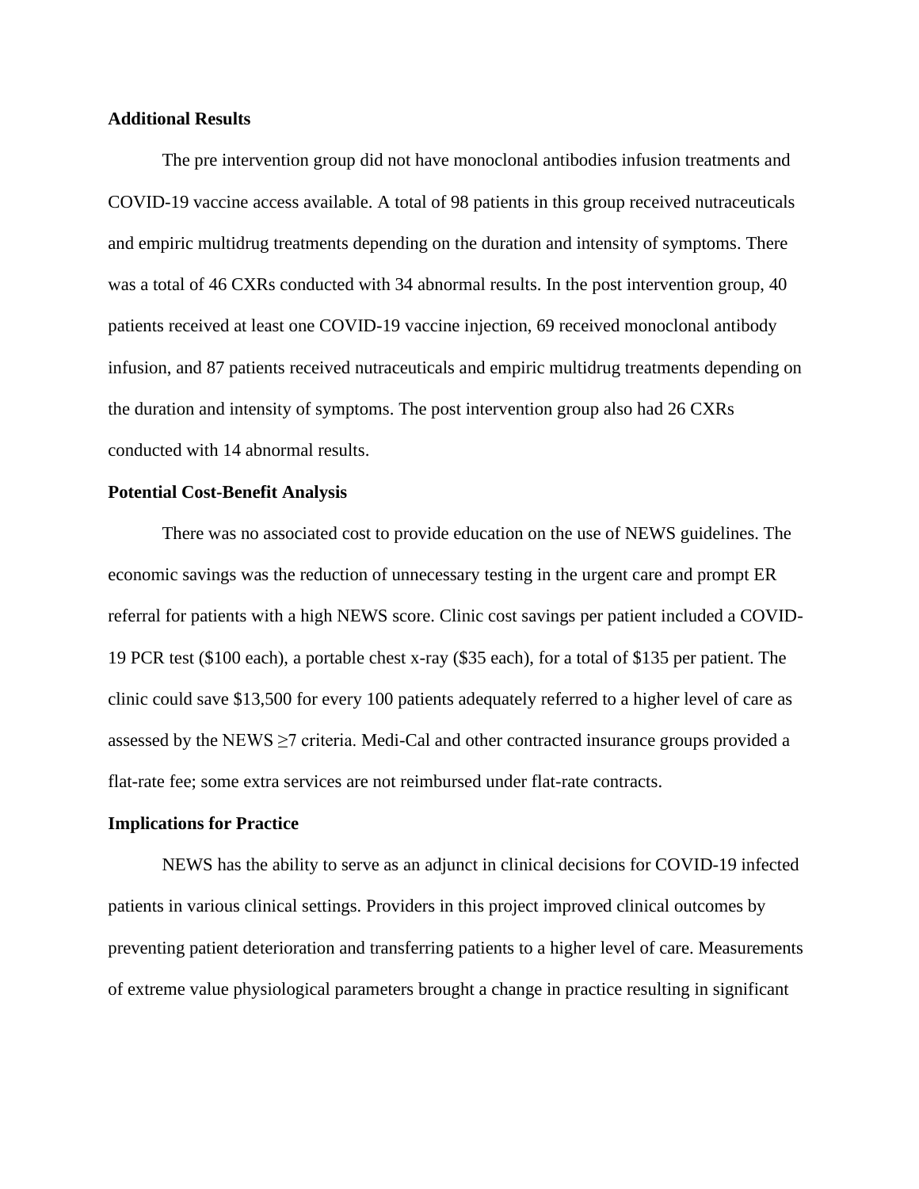**Additional Results**

The pre intervention group did not have monoclonal antibodies infusion treatments and COVID-19 vaccine access available. A total of 98 patients in this group received nutraceuticals and empiric multidrug treatments depending on the duration and intensity of symptoms. There was a total of 46 CXRs conducted with 34 abnormal results. In the post intervention group, 40 patients received at least one COVID-19 vaccine injection, 69 received monoclonal antibody infusion, and 87 patients received nutraceuticals and empiric multidrug treatments depending on the duration and intensity of symptoms. The post intervention group also had 26 CXRs conducted with 14 abnormal results.

**Potential Cost-Benefit Analysis**

There was no associated cost to provide education on the use of NEWS guidelines. The economic savings was the reduction of unnecessary testing in the urgent care and prompt ER referral for patients with a high NEWS score. Clinic cost savings per patient included a COVID-19 PCR test ($100 each), a portable chest x-ray ($35 each), for a total of $135 per patient. The clinic could save $13,500 for every 100 patients adequately referred to a higher level of care as assessed by the NEWS ≥7 criteria. Medi-Cal and other contracted insurance groups provided a flat-rate fee; some extra services are not reimbursed under flat-rate contracts.

**Implications for Practice**

NEWS has the ability to serve as an adjunct in clinical decisions for COVID-19 infected patients in various clinical settings. Providers in this project improved clinical outcomes by preventing patient deterioration and transferring patients to a higher level of care. Measurements of extreme value physiological parameters brought a change in practice resulting in significant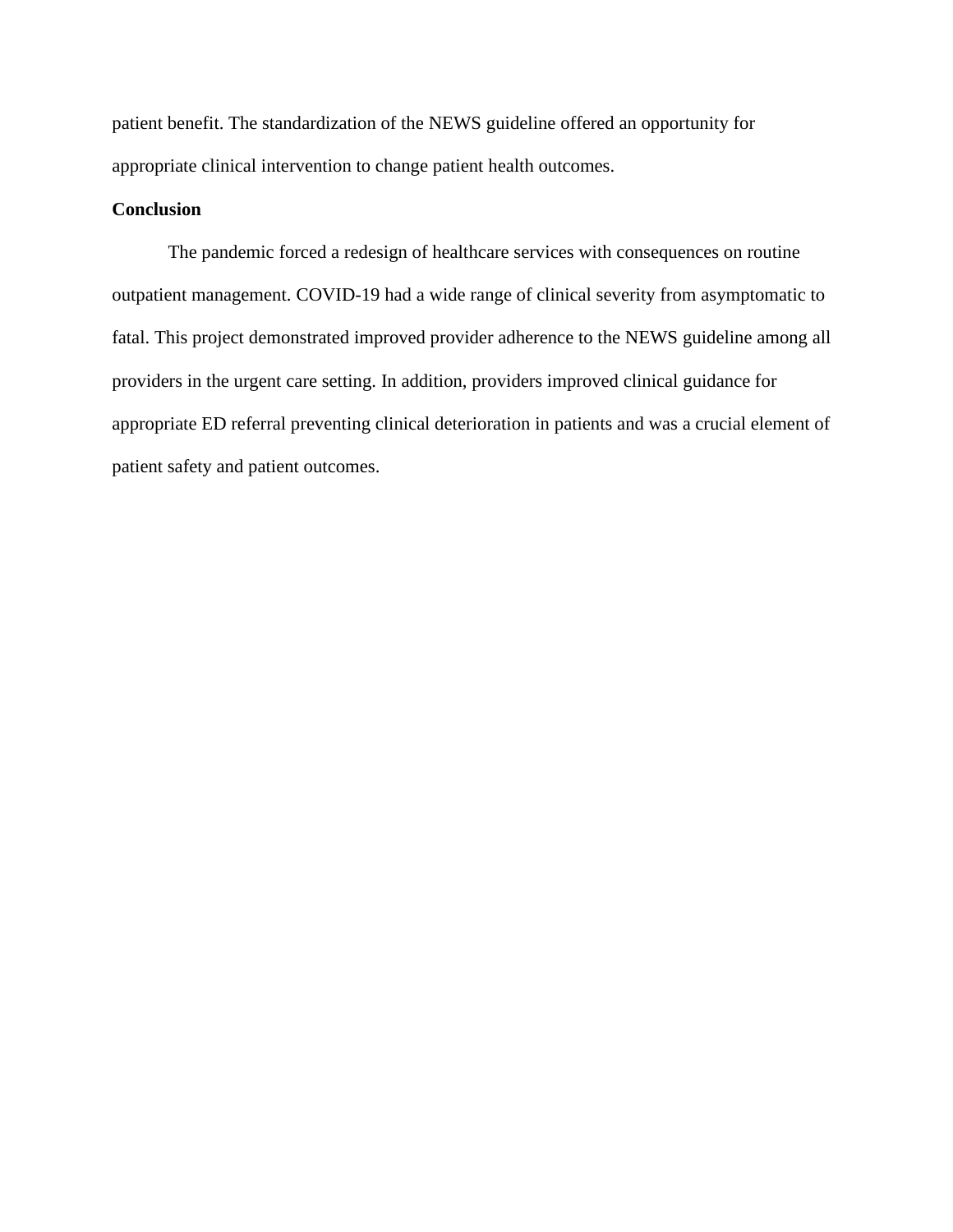patient benefit. The standardization of the NEWS guideline offered an opportunity for appropriate clinical intervention to change patient health outcomes.

**Conclusion**

The pandemic forced a redesign of healthcare services with consequences on routine outpatient management. COVID-19 had a wide range of clinical severity from asymptomatic to fatal. This project demonstrated improved provider adherence to the NEWS guideline among all providers in the urgent care setting. In addition, providers improved clinical guidance for appropriate ED referral preventing clinical deterioration in patients and was a crucial element of patient safety and patient outcomes.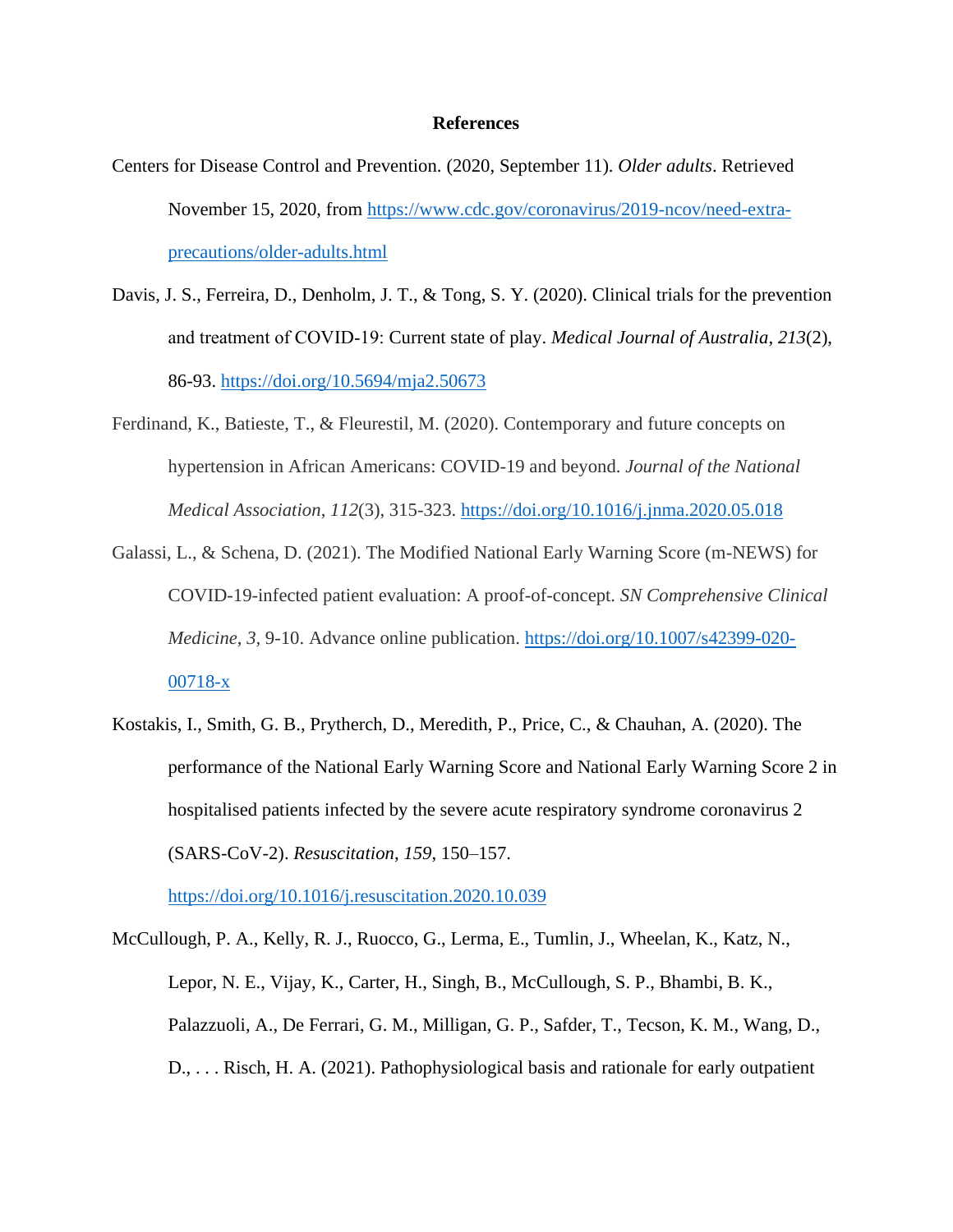# References

Centers for Disease Control and Prevention. (2020, September 11). *Older adults*. Retrieved November 15, 2020, from https://www.cdc.gov/coronavirus/2019-ncov/need-extra-precautions/older-adults.html

Davis, J. S., Ferreira, D., Denholm, J. T., & Tong, S. Y. (2020). Clinical trials for the prevention and treatment of COVID-19: Current state of play. *Medical Journal of Australia*, *213*(2), 86-93. https://doi.org/10.5694/mja2.50673

Ferdinand, K., Batieste, T., & Fleurestil, M. (2020). Contemporary and future concepts on hypertension in African Americans: COVID-19 and beyond. *Journal of the National Medical Association*, *112*(3), 315-323. https://doi.org/10.1016/j.jnma.2020.05.018

Galassi, L., & Schena, D. (2021). The Modified National Early Warning Score (m-NEWS) for COVID-19-infected patient evaluation: A proof-of-concept. *SN Comprehensive Clinical Medicine*, *3,* 9-10. Advance online publication. https://doi.org/10.1007/s42399-020-00718-x

Kostakis, I., Smith, G. B., Prytherch, D., Meredith, P., Price, C., & Chauhan, A. (2020). The performance of the National Early Warning Score and National Early Warning Score 2 in hospitalised patients infected by the severe acute respiratory syndrome coronavirus 2 (SARS-CoV-2). *Resuscitation*, *159*, 150–157. https://doi.org/10.1016/j.resuscitation.2020.10.039

McCullough, P. A., Kelly, R. J., Ruocco, G., Lerma, E., Tumlin, J., Wheelan, K., Katz, N., Lepor, N. E., Vijay, K., Carter, H., Singh, B., McCullough, S. P., Bhambi, B. K., Palazzuoli, A., De Ferrari, G. M., Milligan, G. P., Safder, T., Tecson, K. M., Wang, D., D., . . . Risch, H. A. (2021). Pathophysiological basis and rationale for early outpatient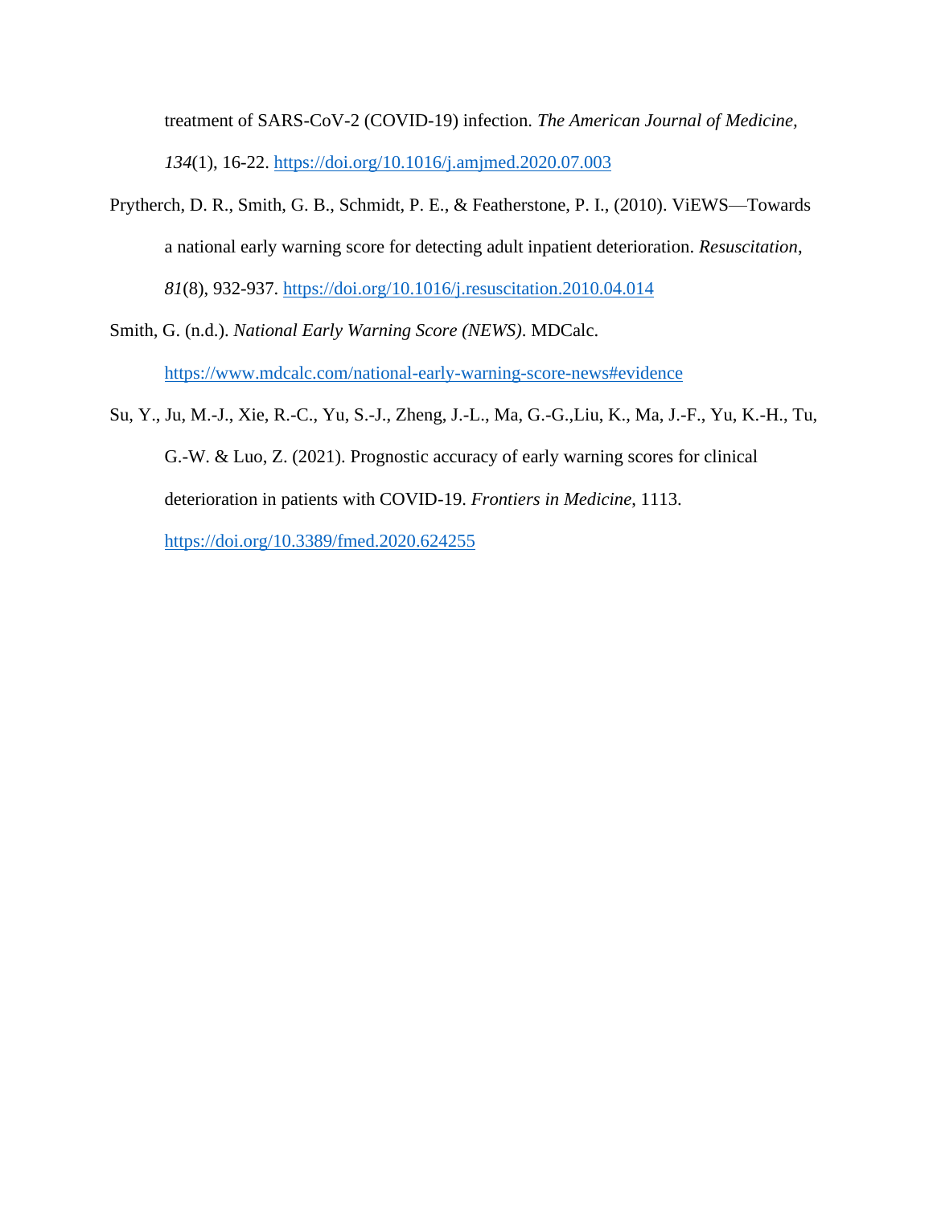treatment of SARS-CoV-2 (COVID-19) infection. *The American Journal of Medicine, 134*(1), 16-22. https://doi.org/10.1016/j.amjmed.2020.07.003

Prytherch, D. R., Smith, G. B., Schmidt, P. E., & Featherstone, P. I., (2010). ViEWS—Towards a national early warning score for detecting adult inpatient deterioration. *Resuscitation*, *81*(8), 932-937. https://doi.org/10.1016/j.resuscitation.2010.04.014

Smith, G. (n.d.). *National Early Warning Score (NEWS)*. MDCalc. https://www.mdcalc.com/national-early-warning-score-news#evidence

Su, Y., Ju, M.-J., Xie, R.-C., Yu, S.-J., Zheng, J.-L., Ma, G.-G.,Liu, K., Ma, J.-F., Yu, K.-H., Tu, G.-W. & Luo, Z. (2021). Prognostic accuracy of early warning scores for clinical deterioration in patients with COVID-19. *Frontiers in Medicine*, 1113. https://doi.org/10.3389/fmed.2020.624255